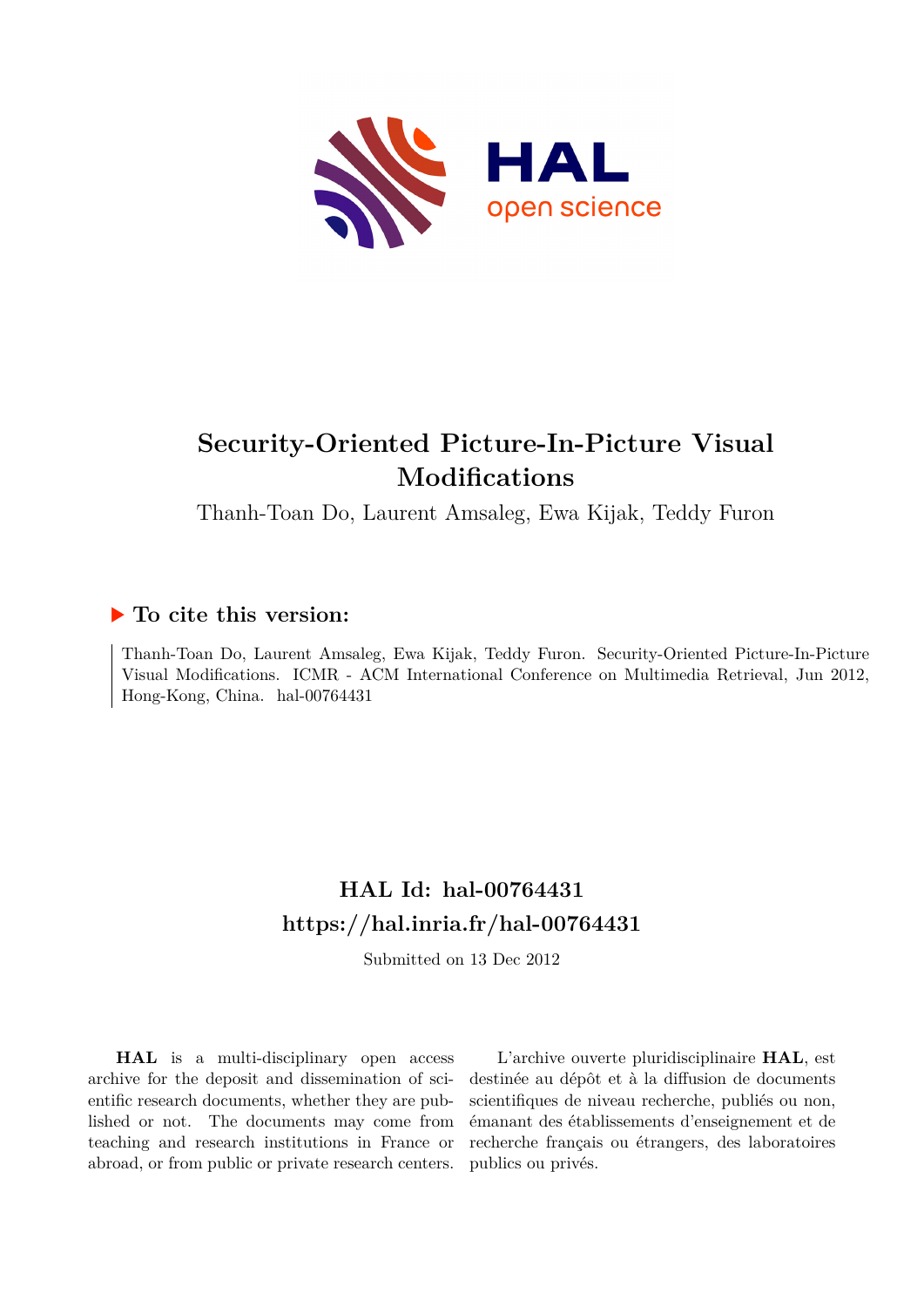# Security-Oriented Picture-In-Picture Visual Modifications

Thanh-Toan Do, Laurent Amsaleg, Ewa Kijak, Teddy Furon

## ▶ To cite this version:

Thanh-Toan Do, Laurent Amsaleg, Ewa Kijak, Teddy Furon. Security-Oriented Picture-In-Picture Visual Modifications. ICMR - ACM International Conference on Multimedia Retrieval, Jun 2012, Hong-Kong, China. hal-00764431

## HAL Id: hal-00764431
## https://hal.inria.fr/hal-00764431

Submitted on 13 Dec 2012

**HAL** is a multi-disciplinary open access archive for the deposit and dissemination of scientific research documents, whether they are published or not. The documents may come from teaching and research institutions in France or abroad, or from public or private research centers.

L'archive ouverte pluridisciplinaire **HAL**, est destinée au dépôt et à la diffusion de documents scientifiques de niveau recherche, publiés ou non, émanant des établissements d'enseignement et de recherche français ou étrangers, des laboratoires publics ou privés.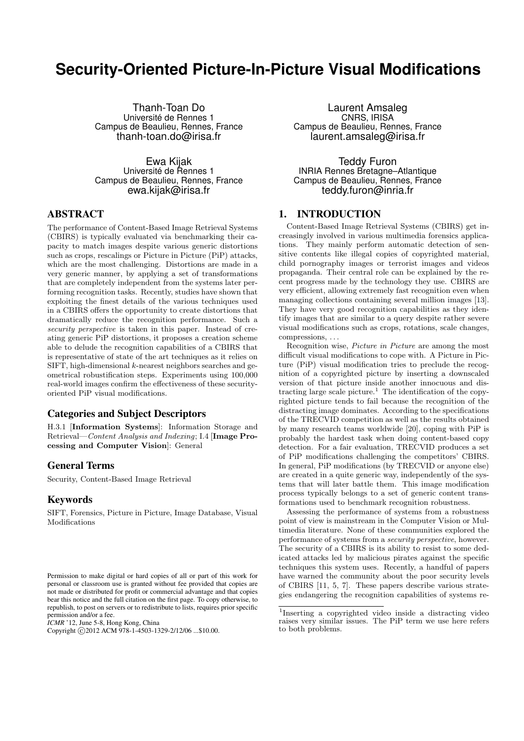# Security-Oriented Picture-In-Picture Visual Modifications

Thanh-Toan Do
Université de Rennes 1
Campus de Beaulieu, Rennes, France
thanh-toan.do@irisa.fr

Laurent Amsaleg
CNRS, IRISA
Campus de Beaulieu, Rennes, France
laurent.amsaleg@irisa.fr

Ewa Kijak
Université de Rennes 1
Campus de Beaulieu, Rennes, France
ewa.kijak@irisa.fr

Teddy Furon
INRIA Rennes Bretagne–Atlantique
Campus de Beaulieu, Rennes, France
teddy.furon@inria.fr

## ABSTRACT

The performance of Content-Based Image Retrieval Systems (CBIRS) is typically evaluated via benchmarking their capacity to match images despite various generic distortions such as crops, rescalings or Picture in Picture (PiP) attacks, which are the most challenging. Distortions are made in a very generic manner, by applying a set of transformations that are completely independent from the systems later performing recognition tasks. Recently, studies have shown that exploiting the finest details of the various techniques used in a CBIRS offers the opportunity to create distortions that dramatically reduce the recognition performance. Such a *security perspective* is taken in this paper. Instead of creating generic PiP distortions, it proposes a creation scheme able to delude the recognition capabilities of a CBIRS that is representative of state of the art techniques as it relies on SIFT, high-dimensional $k$-nearest neighbors searches and geometrical robustification steps. Experiments using 100,000 real-world images confirm the effectiveness of these security-oriented PiP visual modifications.

### Categories and Subject Descriptors

H.3.1 [**Information Systems**]: Information Storage and Retrieval—*Content Analysis and Indexing*; I.4 [**Image Processing and Computer Vision**]: General

### General Terms

Security, Content-Based Image Retrieval

### Keywords

SIFT, Forensics, Picture in Picture, Image Database, Visual Modifications

Permission to make digital or hard copies of all or part of this work for personal or classroom use is granted without fee provided that copies are not made or distributed for profit or commercial advantage and that copies bear this notice and the full citation on the first page. To copy otherwise, to republish, to post on servers or to redistribute to lists, requires prior specific permission and/or a fee.
*ICMR* '12, June 5-8, Hong Kong, China
Copyright ©2012 ACM 978-1-4503-1329-2/12/06 ...$10.00.

## 1. INTRODUCTION

Content-Based Image Retrieval Systems (CBIRS) get increasingly involved in various multimedia forensics applications. They mainly perform automatic detection of sensitive contents like illegal copies of copyrighted material, child pornography images or terrorist images and videos propaganda. Their central role can be explained by the recent progress made by the technology they use. CBIRS are very efficient, allowing extremely fast recognition even when managing collections containing several million images [13]. They have very good recognition capabilities as they identify images that are similar to a query despite rather severe visual modifications such as crops, rotations, scale changes, compressions, ...

Recognition wise, *Picture in Picture* are among the most difficult visual modifications to cope with. A Picture in Picture (PiP) visual modification tries to preclude the recognition of a copyrighted picture by inserting a downscaled version of that picture inside another innocuous and distracting large scale picture.[1] The identification of the copyrighted picture tends to fail because the recognition of the distracting image dominates. According to the specifications of the TRECVID competition as well as the results obtained by many research teams worldwide [20], coping with PiP is probably the hardest task when doing content-based copy detection. For a fair evaluation, TRECVID produces a set of PiP modifications challenging the competitors' CBIRS. In general, PiP modifications (by TRECVID or anyone else) are created in a quite generic way, independently of the systems that will later battle them. This image modification process typically belongs to a set of generic content transformations used to benchmark recognition robustness.

Assessing the performance of systems from a robustness point of view is mainstream in the Computer Vision or Multimedia literature. None of these communities explored the performance of systems from a *security perspective*, however. The security of a CBIRS is its ability to resist to some dedicated attacks led by malicious pirates against the specific techniques this system uses. Recently, a handful of papers have warned the community about the poor security levels of CBIRS [11, 5, 7]. These papers describe various strategies endangering the recognition capabilities of systems re-

[1]Inserting a copyrighted video inside a distracting video raises very similar issues. The PiP term we use here refers to both problems.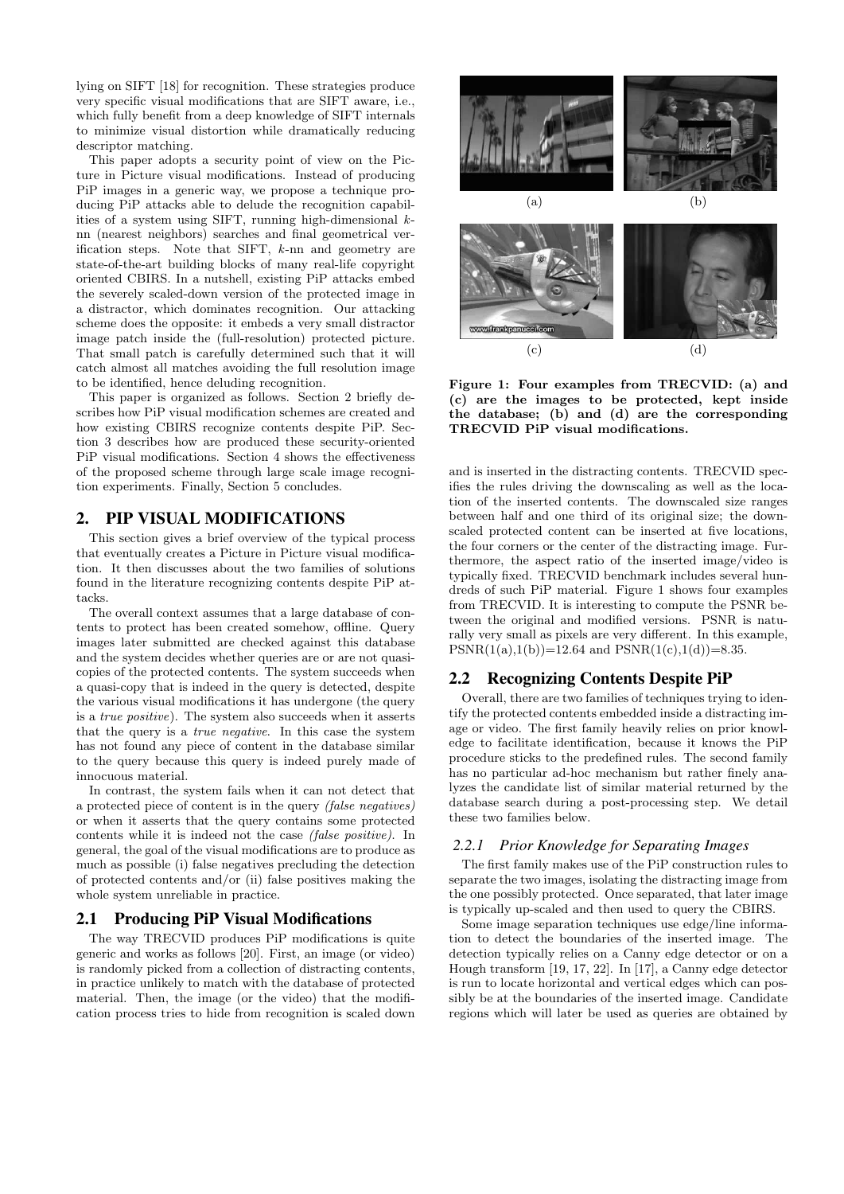lying on SIFT [18] for recognition. These strategies produce very specific visual modifications that are SIFT aware, i.e., which fully benefit from a deep knowledge of SIFT internals to minimize visual distortion while dramatically reducing descriptor matching.

This paper adopts a security point of view on the Picture in Picture visual modifications. Instead of producing PiP images in a generic way, we propose a technique producing PiP attacks able to delude the recognition capabilities of a system using SIFT, running high-dimensional $k$-nn (nearest neighbors) searches and final geometrical verification steps. Note that SIFT, $k$-nn and geometry are state-of-the-art building blocks of many real-life copyright oriented CBIRS. In a nutshell, existing PiP attacks embed the severely scaled-down version of the protected image in a distractor, which dominates recognition. Our attacking scheme does the opposite: it embeds a very small distractor image patch inside the (full-resolution) protected picture. That small patch is carefully determined such that it will catch almost all matches avoiding the full resolution image to be identified, hence deluding recognition.

This paper is organized as follows. Section 2 briefly describes how PiP visual modification schemes are created and how existing CBIRS recognize contents despite PiP. Section 3 describes how are produced these security-oriented PiP visual modifications. Section 4 shows the effectiveness of the proposed scheme through large scale image recognition experiments. Finally, Section 5 concludes.

## 2. PIP VISUAL MODIFICATIONS

This section gives a brief overview of the typical process that eventually creates a Picture in Picture visual modification. It then discusses about the two families of solutions found in the literature recognizing contents despite PiP attacks.

The overall context assumes that a large database of contents to protect has been created somehow, offline. Query images later submitted are checked against this database and the system decides whether queries are or are not quasi-copies of the protected contents. The system succeeds when a quasi-copy that is indeed in the query is detected, despite the various visual modifications it has undergone (the query is a *true positive*). The system also succeeds when it asserts that the query is a *true negative*. In this case the system has not found any piece of content in the database similar to the query because this query is indeed purely made of innocuous material.

In contrast, the system fails when it can not detect that a protected piece of content is in the query *(false negatives)* or when it asserts that the query contains some protected contents while it is indeed not the case *(false positive)*. In general, the goal of the visual modifications are to produce as much as possible (i) false negatives precluding the detection of protected contents and/or (ii) false positives making the whole system unreliable in practice.

### 2.1 Producing PiP Visual Modifications

The way TRECVID produces PiP modifications is quite generic and works as follows [20]. First, an image (or video) is randomly picked from a collection of distracting contents, in practice unlikely to match with the database of protected material. Then, the image (or the video) that the modification process tries to hide from recognition is scaled down and is inserted in the distracting contents. TRECVID specifies the rules driving the downscaling as well as the location of the inserted contents. The downscaled size ranges between half and one third of its original size; the downscaled protected content can be inserted at five locations, the four corners or the center of the distracting image. Furthermore, the aspect ratio of the inserted image/video is typically fixed. TRECVID benchmark includes several hundreds of such PiP material. Figure 1 shows four examples from TRECVID. It is interesting to compute the PSNR between the original and modified versions. PSNR is naturally very small as pixels are very different. In this example, PSNR(1(a),1(b))=12.64 and PSNR(1(c),1(d))=8.35.

(a) (b)

(c) (d)

**Figure 1: Four examples from TRECVID: (a) and (c) are the images to be protected, kept inside the database; (b) and (d) are the corresponding TRECVID PiP visual modifications.**

### 2.2 Recognizing Contents Despite PiP

Overall, there are two families of techniques trying to identify the protected contents embedded inside a distracting image or video. The first family heavily relies on prior knowledge to facilitate identification, because it knows the PiP procedure sticks to the predefined rules. The second family has no particular ad-hoc mechanism but rather finely analyzes the candidate list of similar material returned by the database search during a post-processing step. We detail these two families below.

#### 2.2.1 *Prior Knowledge for Separating Images*

The first family makes use of the PiP construction rules to separate the two images, isolating the distracting image from the one possibly protected. Once separated, that later image is typically up-scaled and then used to query the CBIRS.

Some image separation techniques use edge/line information to detect the boundaries of the inserted image. The detection typically relies on a Canny edge detector or on a Hough transform [19, 17, 22]. In [17], a Canny edge detector is run to locate horizontal and vertical edges which can possibly be at the boundaries of the inserted image. Candidate regions which will later be used as queries are obtained by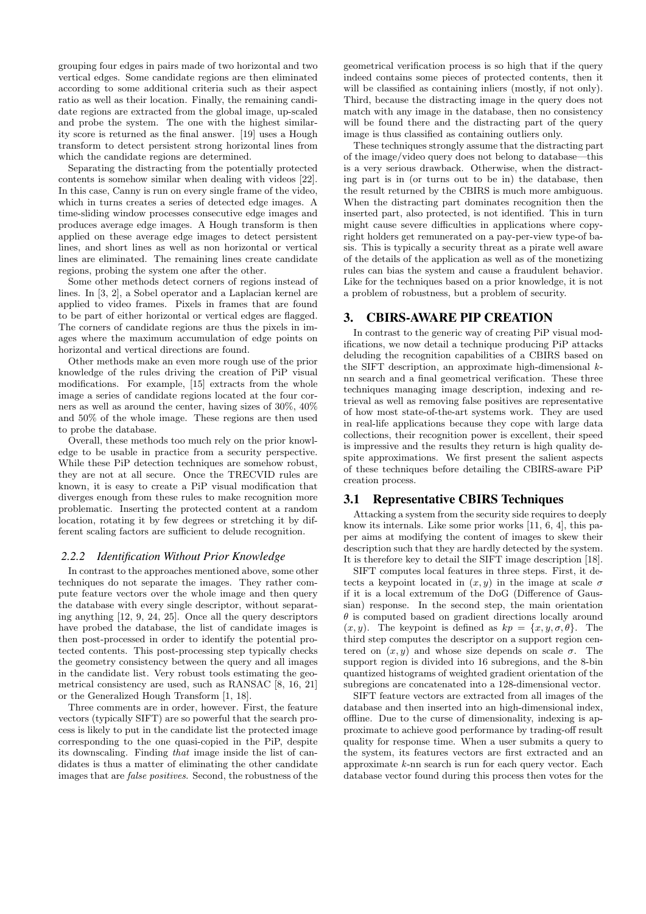grouping four edges in pairs made of two horizontal and two vertical edges. Some candidate regions are then eliminated according to some additional criteria such as their aspect ratio as well as their location. Finally, the remaining candidate regions are extracted from the global image, up-scaled and probe the system. The one with the highest similarity score is returned as the final answer. [19] uses a Hough transform to detect persistent strong horizontal lines from which the candidate regions are determined.

Separating the distracting from the potentially protected contents is somehow similar when dealing with videos [22]. In this case, Canny is run on every single frame of the video, which in turns creates a series of detected edge images. A time-sliding window processes consecutive edge images and produces average edge images. A Hough transform is then applied on these average edge images to detect persistent lines, and short lines as well as non horizontal or vertical lines are eliminated. The remaining lines create candidate regions, probing the system one after the other.

Some other methods detect corners of regions instead of lines. In [3, 2], a Sobel operator and a Laplacian kernel are applied to video frames. Pixels in frames that are found to be part of either horizontal or vertical edges are flagged. The corners of candidate regions are thus the pixels in images where the maximum accumulation of edge points on horizontal and vertical directions are found.

Other methods make an even more rough use of the prior knowledge of the rules driving the creation of PiP visual modifications. For example, [15] extracts from the whole image a series of candidate regions located at the four corners as well as around the center, having sizes of 30%, 40% and 50% of the whole image. These regions are then used to probe the database.

Overall, these methods too much rely on the prior knowledge to be usable in practice from a security perspective. While these PiP detection techniques are somehow robust, they are not at all secure. Once the TRECVID rules are known, it is easy to create a PiP visual modification that diverges enough from these rules to make recognition more problematic. Inserting the protected content at a random location, rotating it by few degrees or stretching it by different scaling factors are sufficient to delude recognition.

#### 2.2.2 Identification Without Prior Knowledge

In contrast to the approaches mentioned above, some other techniques do not separate the images. They rather compute feature vectors over the whole image and then query the database with every single descriptor, without separating anything [12, 9, 24, 25]. Once all the query descriptors have probed the database, the list of candidate images is then post-processed in order to identify the potential protected contents. This post-processing step typically checks the geometry consistency between the query and all images in the candidate list. Very robust tools estimating the geometrical consistency are used, such as RANSAC [8, 16, 21] or the Generalized Hough Transform [1, 18].

Three comments are in order, however. First, the feature vectors (typically SIFT) are so powerful that the search process is likely to put in the candidate list the protected image corresponding to the one quasi-copied in the PiP, despite its downscaling. Finding *that* image inside the list of candidates is thus a matter of eliminating the other candidate images that are *false positives*. Second, the robustness of the geometrical verification process is so high that if the query indeed contains some pieces of protected contents, then it will be classified as containing inliers (mostly, if not only). Third, because the distracting image in the query does not match with any image in the database, then no consistency will be found there and the distracting part of the query image is thus classified as containing outliers only.

These techniques strongly assume that the distracting part of the image/video query does not belong to database—this is a very serious drawback. Otherwise, when the distracting part is in (or turns out to be in) the database, then the result returned by the CBIRS is much more ambiguous. When the distracting part dominates recognition then the inserted part, also protected, is not identified. This in turn might cause severe difficulties in applications where copyright holders get remunerated on a pay-per-view type-of basis. This is typically a security threat as a pirate well aware of the details of the application as well as of the monetizing rules can bias the system and cause a fraudulent behavior. Like for the techniques based on a prior knowledge, it is not a problem of robustness, but a problem of security.

## 3. CBIRS-AWARE PIP CREATION

In contrast to the generic way of creating PiP visual modifications, we now detail a technique producing PiP attacks deluding the recognition capabilities of a CBIRS based on the SIFT description, an approximate high-dimensional $k$-nn search and a final geometrical verification. These three techniques managing image description, indexing and retrieval as well as removing false positives are representative of how most state-of-the-art systems work. They are used in real-life applications because they cope with large data collections, their recognition power is excellent, their speed is impressive and the results they return is high quality despite approximations. We first present the salient aspects of these techniques before detailing the CBIRS-aware PiP creation process.

### 3.1 Representative CBIRS Techniques

Attacking a system from the security side requires to deeply know its internals. Like some prior works [11, 6, 4], this paper aims at modifying the content of images to skew their description such that they are hardly detected by the system. It is therefore key to detail the SIFT image description [18].

SIFT computes local features in three steps. First, it detects a keypoint located in $(x, y)$ in the image at scale $\sigma$ if it is a local extremum of the DoG (Difference of Gaussian) response. In the second step, the main orientation $\theta$ is computed based on gradient directions locally around $(x, y)$. The keypoint is defined as $kp = \{x, y, \sigma, \theta\}$. The third step computes the descriptor on a support region centered on $(x, y)$ and whose size depends on scale $\sigma$. The support region is divided into 16 subregions, and the 8-bin quantized histograms of weighted gradient orientation of the subregions are concatenated into a 128-dimensional vector.

SIFT feature vectors are extracted from all images of the database and then inserted into an high-dimensional index, offline. Due to the curse of dimensionality, indexing is approximate to achieve good performance by trading-off result quality for response time. When a user submits a query to the system, its features vectors are first extracted and an approximate $k$-nn search is run for each query vector. Each database vector found during this process then votes for the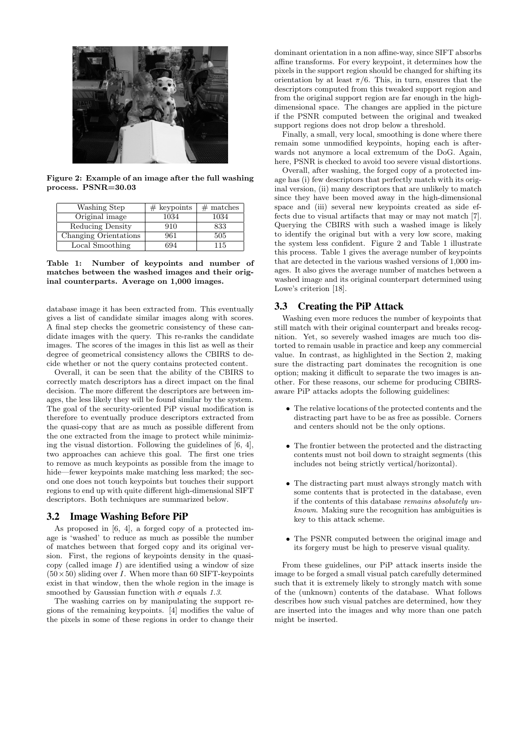Figure 2: Example of an image after the full washing process. PSNR=30.03

| Washing Step | # keypoints | # matches |
|---|---|---|
| Original image | 1034 | 1034 |
| Reducing Density | 910 | 833 |
| Changing Orientations | 961 | 505 |
| Local Smoothing | 694 | 115 |

Table 1: Number of keypoints and number of matches between the washed images and their original counterparts. Average on 1,000 images.

database image it has been extracted from. This eventually gives a list of candidate similar images along with scores. A final step checks the geometric consistency of these candidate images with the query. This re-ranks the candidate images. The scores of the images in this list as well as their degree of geometrical consistency allows the CBIRS to decide whether or not the query contains protected content.

Overall, it can be seen that the ability of the CBIRS to correctly match descriptors has a direct impact on the final decision. The more different the descriptors are between images, the less likely they will be found similar by the system. The goal of the security-oriented PiP visual modification is therefore to eventually produce descriptors extracted from the quasi-copy that are as much as possible different from the one extracted from the image to protect while minimizing the visual distortion. Following the guidelines of [6, 4], two approaches can achieve this goal. The first one tries to remove as much keypoints as possible from the image to hide—fewer keypoints make matching less marked; the second one does not touch keypoints but touches their support regions to end up with quite different high-dimensional SIFT descriptors. Both techniques are summarized below.

### 3.2 Image Washing Before PiP

As proposed in [6, 4], a forged copy of a protected image is 'washed' to reduce as much as possible the number of matches between that forged copy and its original version. First, the regions of keypoints density in the quasi-copy (called image $I$) are identified using a window of size $(50 \times 50)$ sliding over $I$. When more than 60 SIFT-keypoints exist in that window, then the whole region in the image is smoothed by Gaussian function with $\sigma$ equals *1.3*.

The washing carries on by manipulating the support regions of the remaining keypoints. [4] modifies the value of the pixels in some of these regions in order to change their dominant orientation in a non affine-way, since SIFT absorbs affine transforms. For every keypoint, it determines how the pixels in the support region should be changed for shifting its orientation by at least $\pi/6$. This, in turn, ensures that the descriptors computed from this tweaked support region and from the original support region are far enough in the high-dimensional space. The changes are applied in the picture if the PSNR computed between the original and tweaked support regions does not drop below a threshold.

Finally, a small, very local, smoothing is done where there remain some unmodified keypoints, hoping each is afterwards not anymore a local extremum of the DoG. Again, here, PSNR is checked to avoid too severe visual distortions.

Overall, after washing, the forged copy of a protected image has (i) few descriptors that perfectly match with its original version, (ii) many descriptors that are unlikely to match since they have been moved away in the high-dimensional space and (iii) several new keypoints created as side effects due to visual artifacts that may or may not match [7]. Querying the CBIRS with such a washed image is likely to identify the original but with a very low score, making the system less confident. Figure 2 and Table 1 illustrate this process. Table 1 gives the average number of keypoints that are detected in the various washed versions of 1,000 images. It also gives the average number of matches between a washed image and its original counterpart determined using Lowe's criterion [18].

### 3.3 Creating the PiP Attack

Washing even more reduces the number of keypoints that still match with their original counterpart and breaks recognition. Yet, so severely washed images are much too distorted to remain usable in practice and keep any commercial value. In contrast, as highlighted in the Section 2, making sure the distracting part dominates the recognition is one option; making it difficult to separate the two images is another. For these reasons, our scheme for producing CBIRS-aware PiP attacks adopts the following guidelines:

- The relative locations of the protected contents and the distracting part have to be as free as possible. Corners and centers should not be the only options.
- The frontier between the protected and the distracting contents must not boil down to straight segments (this includes not being strictly vertical/horizontal).
- The distracting part must always strongly match with some contents that is protected in the database, even if the contents of this database *remains absolutely unknown*. Making sure the recognition has ambiguities is key to this attack scheme.
- The PSNR computed between the original image and its forgery must be high to preserve visual quality.

From these guidelines, our PiP attack inserts inside the image to be forged a small visual patch carefully determined such that it is extremely likely to strongly match with some of the (unknown) contents of the database. What follows describes how such visual patches are determined, how they are inserted into the images and why more than one patch might be inserted.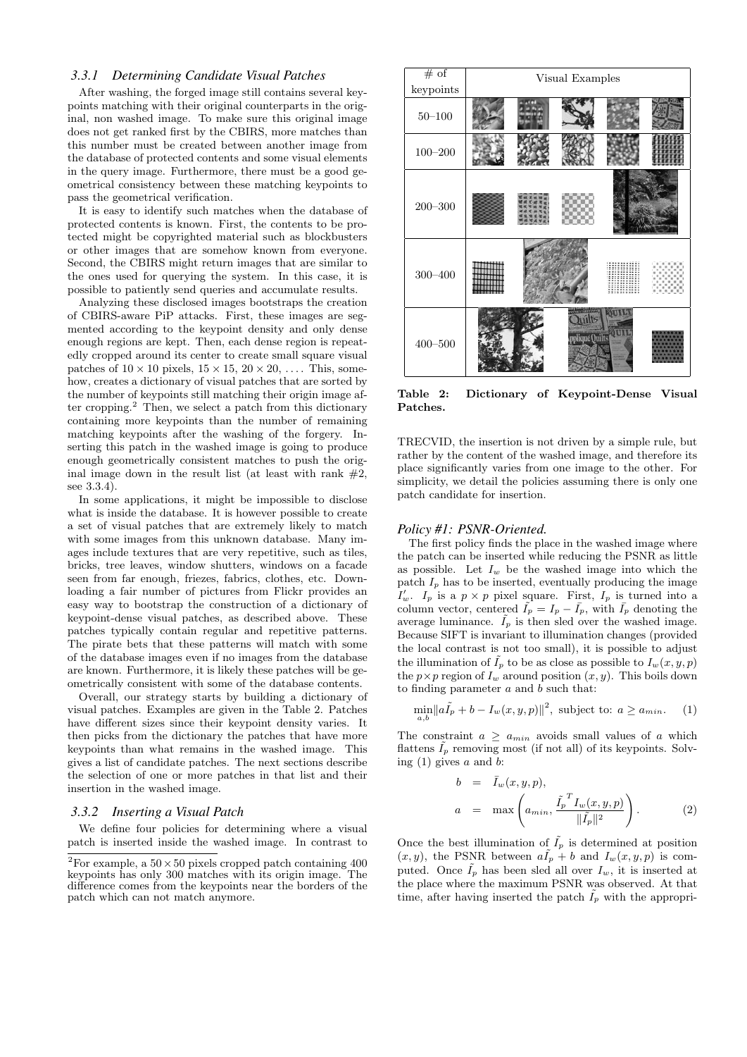### 3.3.1 Determining Candidate Visual Patches

After washing, the forged image still contains several keypoints matching with their original counterparts in the original, non washed image. To make sure this original image does not get ranked first by the CBIRS, more matches than this number must be created between another image from the database of protected contents and some visual elements in the query image. Furthermore, there must be a good geometrical consistency between these matching keypoints to pass the geometrical verification.

It is easy to identify such matches when the database of protected contents is known. First, the contents to be protected might be copyrighted material such as blockbusters or other images that are somehow known from everyone. Second, the CBIRS might return images that are similar to the ones used for querying the system. In this case, it is possible to patiently send queries and accumulate results.

Analyzing these disclosed images bootstraps the creation of CBIRS-aware PiP attacks. First, these images are segmented according to the keypoint density and only dense enough regions are kept. Then, each dense region is repeatedly cropped around its center to create small square visual patches of $10 \times 10$ pixels, $15 \times 15$, $20 \times 20$, .... This, somehow, creates a dictionary of visual patches that are sorted by the number of keypoints still matching their origin image after cropping.[2] Then, we select a patch from this dictionary containing more keypoints than the number of remaining matching keypoints after the washing of the forgery. Inserting this patch in the washed image is going to produce enough geometrically consistent matches to push the original image down in the result list (at least with rank #2, see 3.3.4).

In some applications, it might be impossible to disclose what is inside the database. It is however possible to create a set of visual patches that are extremely likely to match with some images from this unknown database. Many images include textures that are very repetitive, such as tiles, bricks, tree leaves, window shutters, windows on a facade seen from far enough, friezes, fabrics, clothes, etc. Downloading a fair number of pictures from Flickr provides an easy way to bootstrap the construction of a dictionary of keypoint-dense visual patches, as described above. These patches typically contain regular and repetitive patterns. The pirate bets that these patterns will match with some of the database images even if no images from the database are known. Furthermore, it is likely these patches will be geometrically consistent with some of the database contents.

Overall, our strategy starts by building a dictionary of visual patches. Examples are given in the Table 2. Patches have different sizes since their keypoint density varies. It then picks from the dictionary the patches that have more keypoints than what remains in the washed image. This gives a list of candidate patches. The next sections describe the selection of one or more patches in that list and their insertion in the washed image.

| # of keypoints | Visual Examples |
|---|---|
| 50–100 | |
| 100–200 | |
| 200–300 | |
| 300–400 | |
| 400–500 | |

**Table 2: Dictionary of Keypoint-Dense Visual Patches.**

### 3.3.2 Inserting a Visual Patch

We define four policies for determining where a visual patch is inserted inside the washed image. In contrast to TRECVID, the insertion is not driven by a simple rule, but rather by the content of the washed image, and therefore its place significantly varies from one image to the other. For simplicity, we detail the policies assuming there is only one patch candidate for insertion.

#### *Policy #1: PSNR-Oriented.*

The first policy finds the place in the washed image where the patch can be inserted while reducing the PSNR as little as possible. Let $I_w$ be the washed image into which the patch $I_p$ has to be inserted, eventually producing the image $I'_w$. $I_p$ is a $p \times p$ pixel square. First, $I_p$ is turned into a column vector, centered $\tilde{I}_p = I_p - \bar{I}_p$, with $\bar{I}_p$ denoting the average luminance. $\tilde{I}_p$ is then sled over the washed image. Because SIFT is invariant to illumination changes (provided the local contrast is not too small), it is possible to adjust the illumination of $\tilde{I}_p$ to be as close as possible to $I_w(x, y, p)$ the $p \times p$ region of $I_w$ around position $(x, y)$. This boils down to finding parameter $a$ and $b$ such that:

$$\min_{a,b} \|a\tilde{I}_p + b - I_w(x, y, p)\|^2, \text{ subject to: } a \geq a_{min}. \quad (1)$$

The constraint $a \geq a_{min}$ avoids small values of $a$ which flattens $\tilde{I}_p$ removing most (if not all) of its keypoints. Solving (1) gives $a$ and $b$:

$$\begin{aligned} b &= \bar{I}_w(x, y, p), \\ a &= \max\left(a_{min}, \frac{\tilde{I}_p^{\,T} I_w(x, y, p)}{\|\tilde{I}_p\|^2}\right). \end{aligned} \quad (2)$$

Once the best illumination of $\tilde{I}_p$ is determined at position $(x, y)$, the PSNR between $a\tilde{I}_p + b$ and $I_w(x, y, p)$ is computed. Once $\tilde{I}_p$ has been sled all over $I_w$, it is inserted at the place where the maximum PSNR was observed. At that time, after having inserted the patch $\tilde{I}_p$ with the appropri-

[2] For example, a $50 \times 50$ pixels cropped patch containing 400 keypoints has only 300 matches with its origin image. The difference comes from the keypoints near the borders of the patch which can not match anymore.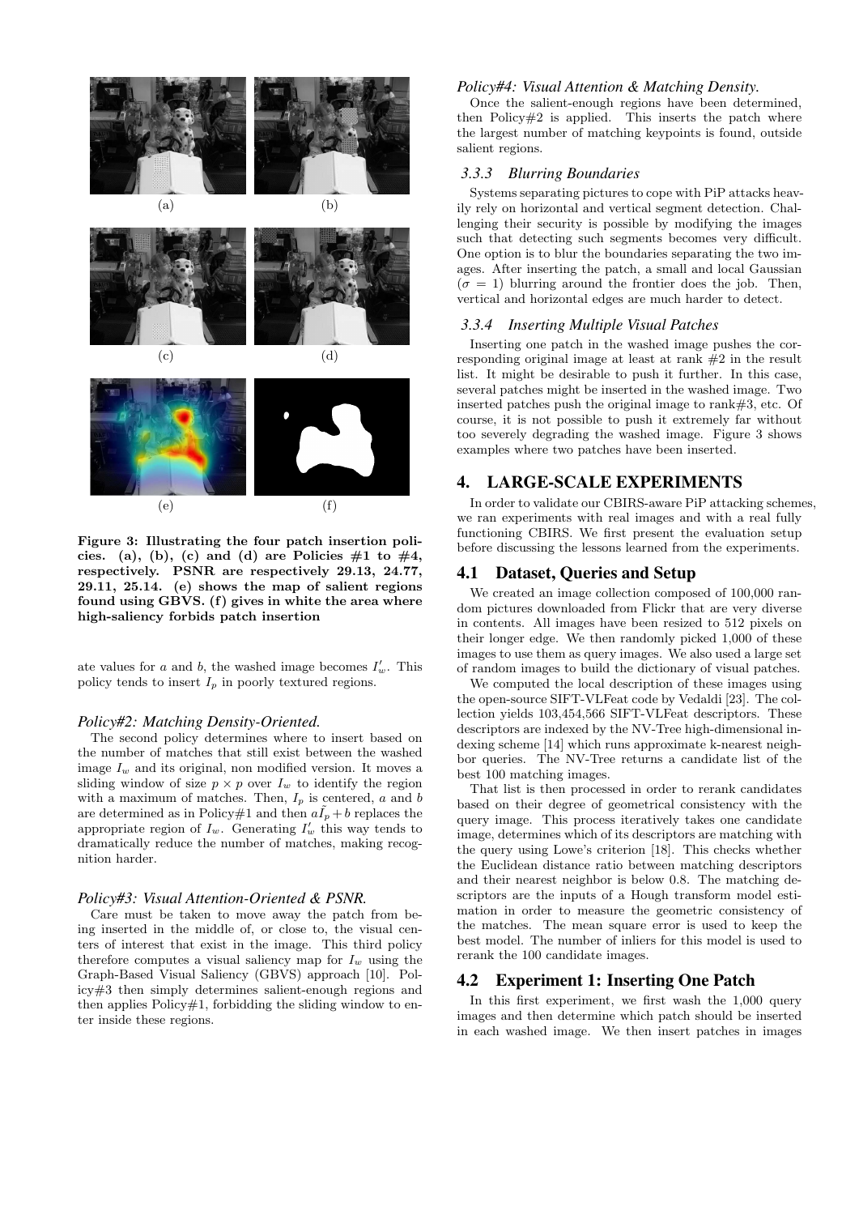(a) (b)

(c) (d)

(e) (f)

**Figure 3: Illustrating the four patch insertion policies. (a), (b), (c) and (d) are Policies #1 to #4, respectively. PSNR are respectively 29.13, 24.77, 29.11, 25.14. (e) shows the map of salient regions found using GBVS. (f) gives in white the area where high-saliency forbids patch insertion**

ate values for $a$ and $b$, the washed image becomes $I'_w$. This policy tends to insert $I_p$ in poorly textured regions.

#### *Policy#2: Matching Density-Oriented.*

The second policy determines where to insert based on the number of matches that still exist between the washed image $I_w$ and its original, non modified version. It moves a sliding window of size $p \times p$ over $I_w$ to identify the region with a maximum of matches. Then, $I_p$ is centered, $a$ and $b$ are determined as in Policy#1 and then $a\tilde{I}_p + b$ replaces the appropriate region of $I_w$. Generating $I'_w$ this way tends to dramatically reduce the number of matches, making recognition harder.

#### *Policy#3: Visual Attention-Oriented & PSNR.*

Care must be taken to move away the patch from being inserted in the middle of, or close to, the visual centers of interest that exist in the image. This third policy therefore computes a visual saliency map for $I_w$ using the Graph-Based Visual Saliency (GBVS) approach [10]. Policy#3 then simply determines salient-enough regions and then applies Policy#1, forbidding the sliding window to enter inside these regions.

#### *Policy#4: Visual Attention & Matching Density.*

Once the salient-enough regions have been determined, then Policy#2 is applied. This inserts the patch where the largest number of matching keypoints is found, outside salient regions.

### *3.3.3 Blurring Boundaries*

Systems separating pictures to cope with PiP attacks heavily rely on horizontal and vertical segment detection. Challenging their security is possible by modifying the images such that detecting such segments becomes very difficult. One option is to blur the boundaries separating the two images. After inserting the patch, a small and local Gaussian ($\sigma = 1$) blurring around the frontier does the job. Then, vertical and horizontal edges are much harder to detect.

### *3.3.4 Inserting Multiple Visual Patches*

Inserting one patch in the washed image pushes the corresponding original image at least at rank #2 in the result list. It might be desirable to push it further. In this case, several patches might be inserted in the washed image. Two inserted patches push the original image to rank#3, etc. Of course, it is not possible to push it extremely far without too severely degrading the washed image. Figure 3 shows examples where two patches have been inserted.

## 4. LARGE-SCALE EXPERIMENTS

In order to validate our CBIRS-aware PiP attacking schemes, we ran experiments with real images and with a real fully functioning CBIRS. We first present the evaluation setup before discussing the lessons learned from the experiments.

## 4.1 Dataset, Queries and Setup

We created an image collection composed of 100,000 random pictures downloaded from Flickr that are very diverse in contents. All images have been resized to 512 pixels on their longer edge. We then randomly picked 1,000 of these images to use them as query images. We also used a large set of random images to build the dictionary of visual patches.

We computed the local description of these images using the open-source SIFT-VLFeat code by Vedaldi [23]. The collection yields 103,454,566 SIFT-VLFeat descriptors. These descriptors are indexed by the NV-Tree high-dimensional indexing scheme [14] which runs approximate k-nearest neighbor queries. The NV-Tree returns a candidate list of the best 100 matching images.

That list is then processed in order to rerank candidates based on their degree of geometrical consistency with the query image. This process iteratively takes one candidate image, determines which of its descriptors are matching with the query using Lowe's criterion [18]. This checks whether the Euclidean distance ratio between matching descriptors and their nearest neighbor is below 0.8. The matching descriptors are the inputs of a Hough transform model estimation in order to measure the geometric consistency of the matches. The mean square error is used to keep the best model. The number of inliers for this model is used to rerank the 100 candidate images.

## 4.2 Experiment 1: Inserting One Patch

In this first experiment, we first wash the 1,000 query images and then determine which patch should be inserted in each washed image. We then insert patches in images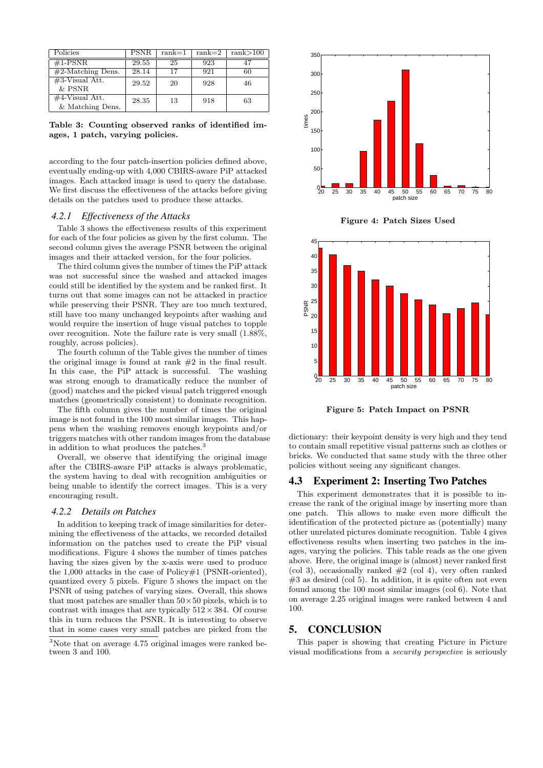| Policies | PSNR | rank=1 | rank=2 | rank>100 |
|---|---|---|---|---|
| #1-PSNR | 29.55 | 25 | 923 | 47 |
| #2-Matching Dens. | 28.14 | 17 | 921 | 60 |
| #3-Visual Att. & PSNR | 29.52 | 20 | 928 | 46 |
| #4-Visual Att. & Matching Dens. | 28.35 | 13 | 918 | 63 |

**Table 3: Counting observed ranks of identified images, 1 patch, varying policies.**

according to the four patch-insertion policies defined above, eventually ending-up with 4,000 CBIRS-aware PiP attacked images. Each attacked image is used to query the database. We first discuss the effectiveness of the attacks before giving details on the patches used to produce these attacks.

### *4.2.1 Effectiveness of the Attacks*

Table 3 shows the effectiveness results of this experiment for each of the four policies as given by the first column. The second column gives the average PSNR between the original images and their attacked version, for the four policies.

The third column gives the number of times the PiP attack was not successful since the washed and attacked images could still be identified by the system and be ranked first. It turns out that some images can not be attacked in practice while preserving their PSNR. They are too much textured, still have too many unchanged keypoints after washing and would require the insertion of huge visual patches to topple over recognition. Note the failure rate is very small (1.88%, roughly, across policies).

The fourth column of the Table gives the number of times the original image is found at rank #2 in the final result. In this case, the PiP attack is successful. The washing was strong enough to dramatically reduce the number of (good) matches and the picked visual patch triggered enough matches (geometrically consistent) to dominate recognition.

The fifth column gives the number of times the original image is not found in the 100 most similar images. This happens when the washing removes enough keypoints and/or triggers matches with other random images from the database in addition to what produces the patches.[3]

Overall, we observe that identifying the original image after the CBIRS-aware PiP attacks is always problematic, the system having to deal with recognition ambiguities or being unable to identify the correct images. This is a very encouraging result.

### *4.2.2 Details on Patches*

In addition to keeping track of image similarities for determining the effectiveness of the attacks, we recorded detailed information on the patches used to create the PiP visual modifications. Figure 4 shows the number of times patches having the sizes given by the x-axis were used to produce the 1,000 attacks in the case of Policy#1 (PSNR-oriented), quantized every 5 pixels. Figure 5 shows the impact on the PSNR of using patches of varying sizes. Overall, this shows that most patches are smaller than $50 \times 50$ pixels, which is to contrast with images that are typically $512 \times 384$. Of course this in turn reduces the PSNR. It is interesting to observe that in some cases very small patches are picked from the dictionary: their keypoint density is very high and they tend to contain small repetitive visual patterns such as clothes or bricks. We conducted that same study with the three other policies without seeing any significant changes.

[3]Note that on average 4.75 original images were ranked between 3 and 100.

**Figure 4: Patch Sizes Used**

**Figure 5: Patch Impact on PSNR**

## 4.3 Experiment 2: Inserting Two Patches

This experiment demonstrates that it is possible to increase the rank of the original image by inserting more than one patch. This allows to make even more difficult the identification of the protected picture as (potentially) many other unrelated pictures dominate recognition. Table 4 gives effectiveness results when inserting two patches in the images, varying the policies. This table reads as the one given above. Here, the original image is (almost) never ranked first (col 3), occasionally ranked #2 (col 4), very often ranked #3 as desired (col 5). In addition, it is quite often not even found among the 100 most similar images (col 6). Note that on average 2.25 original images were ranked between 4 and 100.

# 5. CONCLUSION

This paper is showing that creating Picture in Picture visual modifications from a *security perspective* is seriously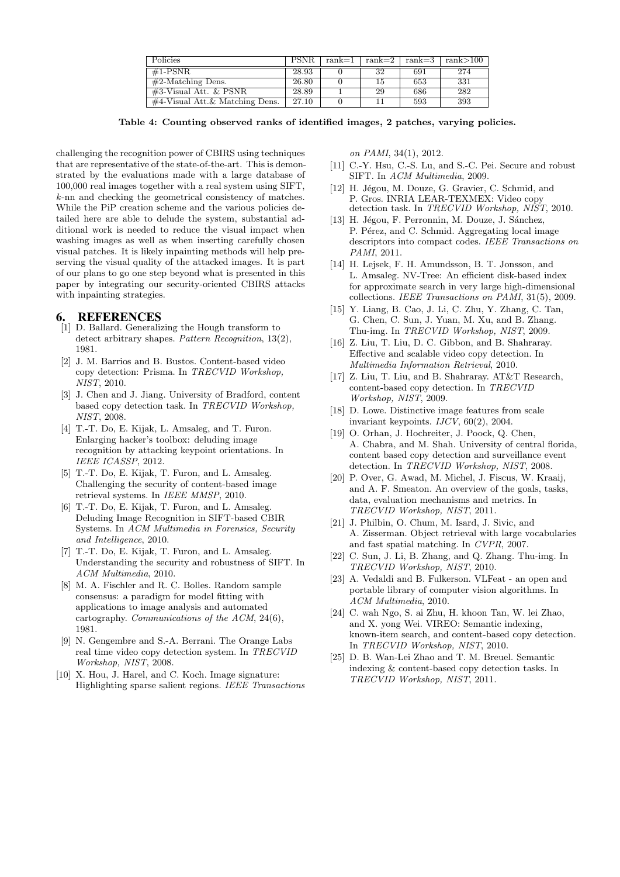| Policies | PSNR | rank=1 | rank=2 | rank=3 | rank>100 |
| --- | --- | --- | --- | --- | --- |
| #1-PSNR | 28.93 | 0 | 32 | 691 | 274 |
| #2-Matching Dens. | 26.80 | 0 | 15 | 653 | 331 |
| #3-Visual Att. & PSNR | 28.89 | 1 | 29 | 686 | 282 |
| #4-Visual Att.& Matching Dens. | 27.10 | 0 | 11 | 593 | 393 |

**Table 4: Counting observed ranks of identified images, 2 patches, varying policies.**

challenging the recognition power of CBIRS using techniques that are representative of the state-of-the-art. This is demonstrated by the evaluations made with a large database of 100,000 real images together with a real system using SIFT, $k$-nn and checking the geometrical consistency of matches. While the PiP creation scheme and the various policies detailed here are able to delude the system, substantial additional work is needed to reduce the visual impact when washing images as well as when inserting carefully chosen visual patches. It is likely inpainting methods will help preserving the visual quality of the attacked images. It is part of our plans to go one step beyond what is presented in this paper by integrating our security-oriented CBIRS attacks with inpainting strategies.

# 6. REFERENCES

[1] D. Ballard. Generalizing the Hough transform to detect arbitrary shapes. *Pattern Recognition*, 13(2), 1981.

[2] J. M. Barrios and B. Bustos. Content-based video copy detection: Prisma. In *TRECVID Workshop, NIST*, 2010.

[3] J. Chen and J. Jiang. University of Bradford, content based copy detection task. In *TRECVID Workshop, NIST*, 2008.

[4] T.-T. Do, E. Kijak, L. Amsaleg, and T. Furon. Enlarging hacker's toolbox: deluding image recognition by attacking keypoint orientations. In *IEEE ICASSP*, 2012.

[5] T.-T. Do, E. Kijak, T. Furon, and L. Amsaleg. Challenging the security of content-based image retrieval systems. In *IEEE MMSP*, 2010.

[6] T.-T. Do, E. Kijak, T. Furon, and L. Amsaleg. Deluding Image Recognition in SIFT-based CBIR Systems. In *ACM Multimedia in Forensics, Security and Intelligence*, 2010.

[7] T.-T. Do, E. Kijak, T. Furon, and L. Amsaleg. Understanding the security and robustness of SIFT. In *ACM Multimedia*, 2010.

[8] M. A. Fischler and R. C. Bolles. Random sample consensus: a paradigm for model fitting with applications to image analysis and automated cartography. *Communications of the ACM*, 24(6), 1981.

[9] N. Gengembre and S.-A. Berrani. The Orange Labs real time video copy detection system. In *TRECVID Workshop, NIST*, 2008.

[10] X. Hou, J. Harel, and C. Koch. Image signature: Highlighting sparse salient regions. *IEEE Transactions on PAMI*, 34(1), 2012.

[11] C.-Y. Hsu, C.-S. Lu, and S.-C. Pei. Secure and robust SIFT. In *ACM Multimedia*, 2009.

[12] H. Jégou, M. Douze, G. Gravier, C. Schmid, and P. Gros. INRIA LEAR-TEXMEX: Video copy detection task. In *TRECVID Workshop, NIST*, 2010.

[13] H. Jégou, F. Perronnin, M. Douze, J. Sánchez, P. Pérez, and C. Schmid. Aggregating local image descriptors into compact codes. *IEEE Transactions on PAMI*, 2011.

[14] H. Lejsek, F. H. Amundsson, B. T. Jonsson, and L. Amsaleg. NV-Tree: An efficient disk-based index for approximate search in very large high-dimensional collections. *IEEE Transactions on PAMI*, 31(5), 2009.

[15] Y. Liang, B. Cao, J. Li, C. Zhu, Y. Zhang, C. Tan, G. Chen, C. Sun, J. Yuan, M. Xu, and B. Zhang. Thu-img. In *TRECVID Workshop, NIST*, 2009.

[16] Z. Liu, T. Liu, D. C. Gibbon, and B. Shahraray. Effective and scalable video copy detection. In *Multimedia Information Retrieval*, 2010.

[17] Z. Liu, T. Liu, and B. Shahraray. AT&T Research, content-based copy detection. In *TRECVID Workshop, NIST*, 2009.

[18] D. Lowe. Distinctive image features from scale invariant keypoints. *IJCV*, 60(2), 2004.

[19] O. Orhan, J. Hochreiter, J. Poock, Q. Chen, A. Chabra, and M. Shah. University of central florida, content based copy detection and surveillance event detection. In *TRECVID Workshop, NIST*, 2008.

[20] P. Over, G. Awad, M. Michel, J. Fiscus, W. Kraaij, and A. F. Smeaton. An overview of the goals, tasks, data, evaluation mechanisms and metrics. In *TRECVID Workshop, NIST*, 2011.

[21] J. Philbin, O. Chum, M. Isard, J. Sivic, and A. Zisserman. Object retrieval with large vocabularies and fast spatial matching. In *CVPR*, 2007.

[22] C. Sun, J. Li, B. Zhang, and Q. Zhang. Thu-img. In *TRECVID Workshop, NIST*, 2010.

[23] A. Vedaldi and B. Fulkerson. VLFeat - an open and portable library of computer vision algorithms. In *ACM Multimedia*, 2010.

[24] C. wah Ngo, S. ai Zhu, H. khoon Tan, W. lei Zhao, and X. yong Wei. VIREO: Semantic indexing, known-item search, and content-based copy detection. In *TRECVID Workshop, NIST*, 2010.

[25] D. B. Wan-Lei Zhao and T. M. Breuel. Semantic indexing & content-based copy detection tasks. In *TRECVID Workshop, NIST*, 2011.